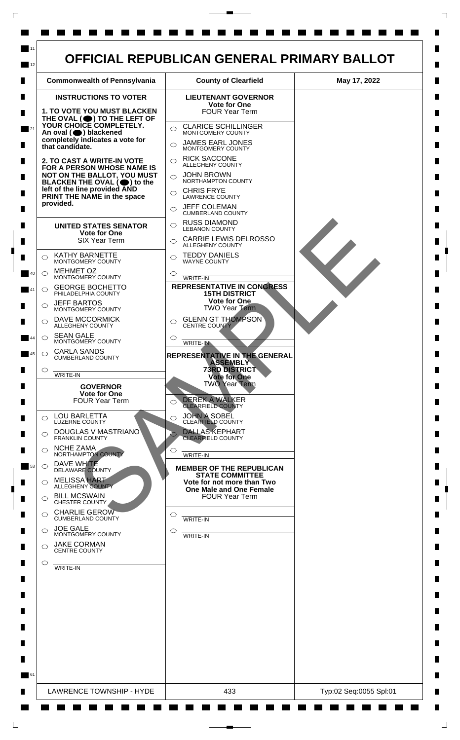# OFFICIAL REPUBLICAN GENERAL PRIMARY BALLOT

| Commonwealth of Pennsylvania | County of Clearfield | May 17, 2022 |
|---|---|---|

## INSTRUCTIONS TO VOTER

**1. TO VOTE YOU MUST BLACKEN THE OVAL (⬤) TO THE LEFT OF YOUR CHOICE COMPLETELY. An oval (⬤) blackened completely indicates a vote for that candidate.**

**2. TO CAST A WRITE-IN VOTE FOR A PERSON WHOSE NAME IS NOT ON THE BALLOT, YOU MUST BLACKEN THE OVAL (⬤) to the left of the line provided AND PRINT THE NAME in the space provided.**

### UNITED STATES SENATOR
**Vote for One**
SIX Year Term

- ○ KATHY BARNETTE — MONTGOMERY COUNTY
- ○ MEHMET OZ — MONTGOMERY COUNTY
- ○ GEORGE BOCHETTO — PHILADELPHIA COUNTY
- ○ JEFF BARTOS — MONTGOMERY COUNTY
- ○ DAVE MCCORMICK — ALLEGHENY COUNTY
- ○ SEAN GALE — MONTGOMERY COUNTY
- ○ CARLA SANDS — CUMBERLAND COUNTY
- ○ ______ WRITE-IN

### GOVERNOR
**Vote for One**
FOUR Year Term

- ○ LOU BARLETTA — LUZERNE COUNTY
- ○ DOUGLAS V MASTRIANO — FRANKLIN COUNTY
- ○ NCHE ZAMA — NORTHAMPTON COUNTY
- ○ DAVE WHITE — DELAWARE COUNTY
- ○ MELISSA HART — ALLEGHENY COUNTY
- ○ BILL MCSWAIN — CHESTER COUNTY
- ○ CHARLIE GEROW — CUMBERLAND COUNTY
- ○ JOE GALE — MONTGOMERY COUNTY
- ○ JAKE CORMAN — CENTRE COUNTY
- ○ ______ WRITE-IN

### LIEUTENANT GOVERNOR
**Vote for One**
FOUR Year Term

- ○ CLARICE SCHILLINGER — MONTGOMERY COUNTY
- ○ JAMES EARL JONES — MONTGOMERY COUNTY
- ○ RICK SACCONE — ALLEGHENY COUNTY
- ○ JOHN BROWN — NORTHAMPTON COUNTY
- ○ CHRIS FRYE — LAWRENCE COUNTY
- ○ JEFF COLEMAN — CUMBERLAND COUNTY
- ○ RUSS DIAMOND — LEBANON COUNTY
- ○ CARRIE LEWIS DELROSSO — ALLEGHENY COUNTY
- ○ TEDDY DANIELS — WAYNE COUNTY
- ○ ______ WRITE-IN

### REPRESENTATIVE IN CONGRESS
**15TH DISTRICT**
**Vote for One**
TWO Year Term

- ○ GLENN GT THOMPSON — CENTRE COUNTY
- ○ ______ WRITE-IN

### REPRESENTATIVE IN THE GENERAL ASSEMBLY
**73RD DISTRICT**
**Vote for One**
TWO Year Term

- ○ DEREK A WALKER — CLEARFIELD COUNTY
- ○ JOHN A SOBEL — CLEARFIELD COUNTY
- ○ DALLAS KEPHART — CLEARFIELD COUNTY
- ○ ______ WRITE-IN

### MEMBER OF THE REPUBLICAN STATE COMMITTEE
**Vote for not more than Two**
**One Male and One Female**
FOUR Year Term

- ○ ______ WRITE-IN
- ○ ______ WRITE-IN

SAMPLE

| LAWRENCE TOWNSHIP - HYDE | 433 | Typ:02 Seq:0055 Spl:01 |
|---|---|---|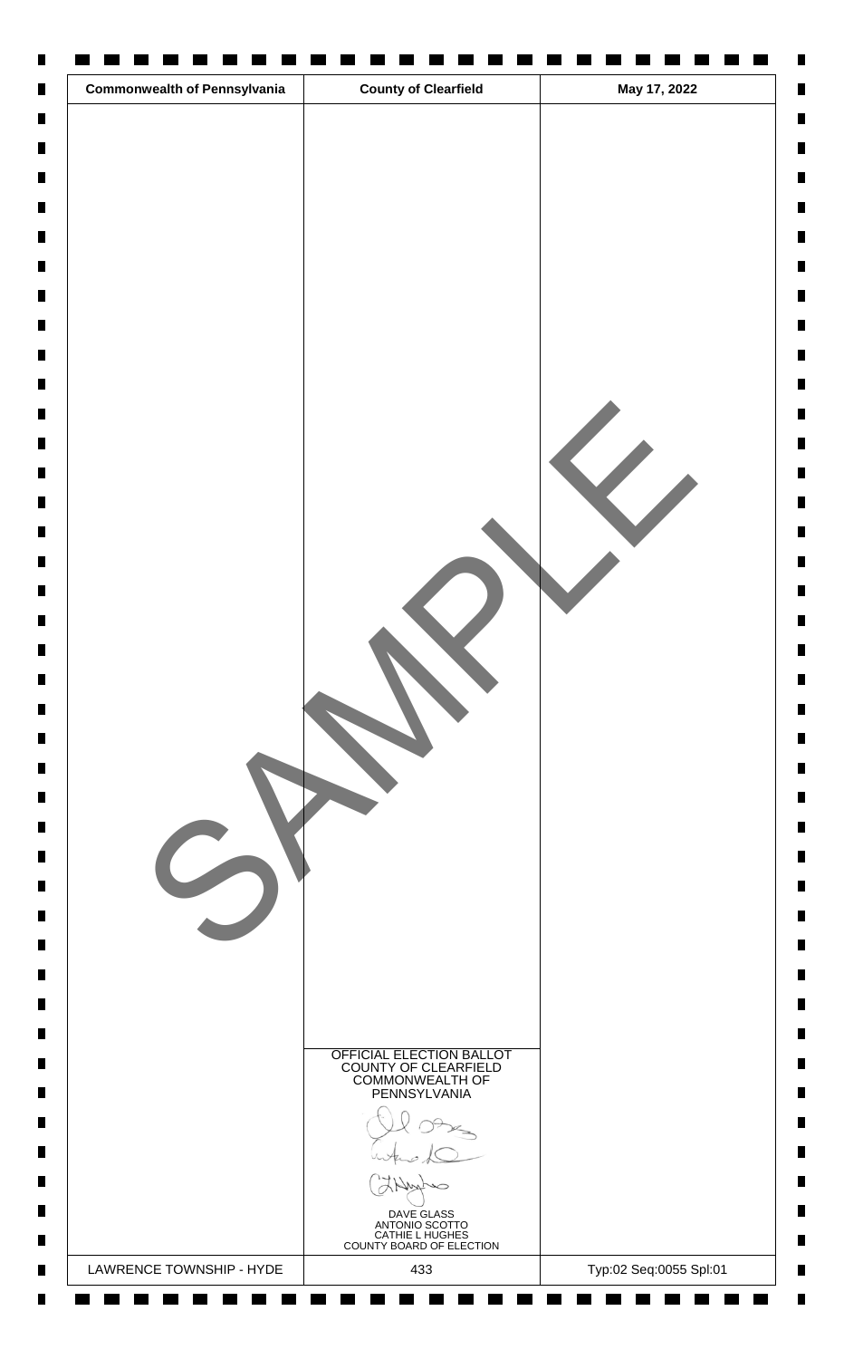| Commonwealth of Pennsylvania | County of Clearfield | May 17, 2022 |
|---|---|---|
| | | |

SAMPLE

OFFICIAL ELECTION BALLOT
COUNTY OF CLEARFIELD
COMMONWEALTH OF PENNSYLVANIA

DAVE GLASS
ANTONIO SCOTTO
CATHIE L HUGHES
COUNTY BOARD OF ELECTION

| LAWRENCE TOWNSHIP - HYDE | 433 | Typ:02 Seq:0055 Spl:01 |
|---|---|---|